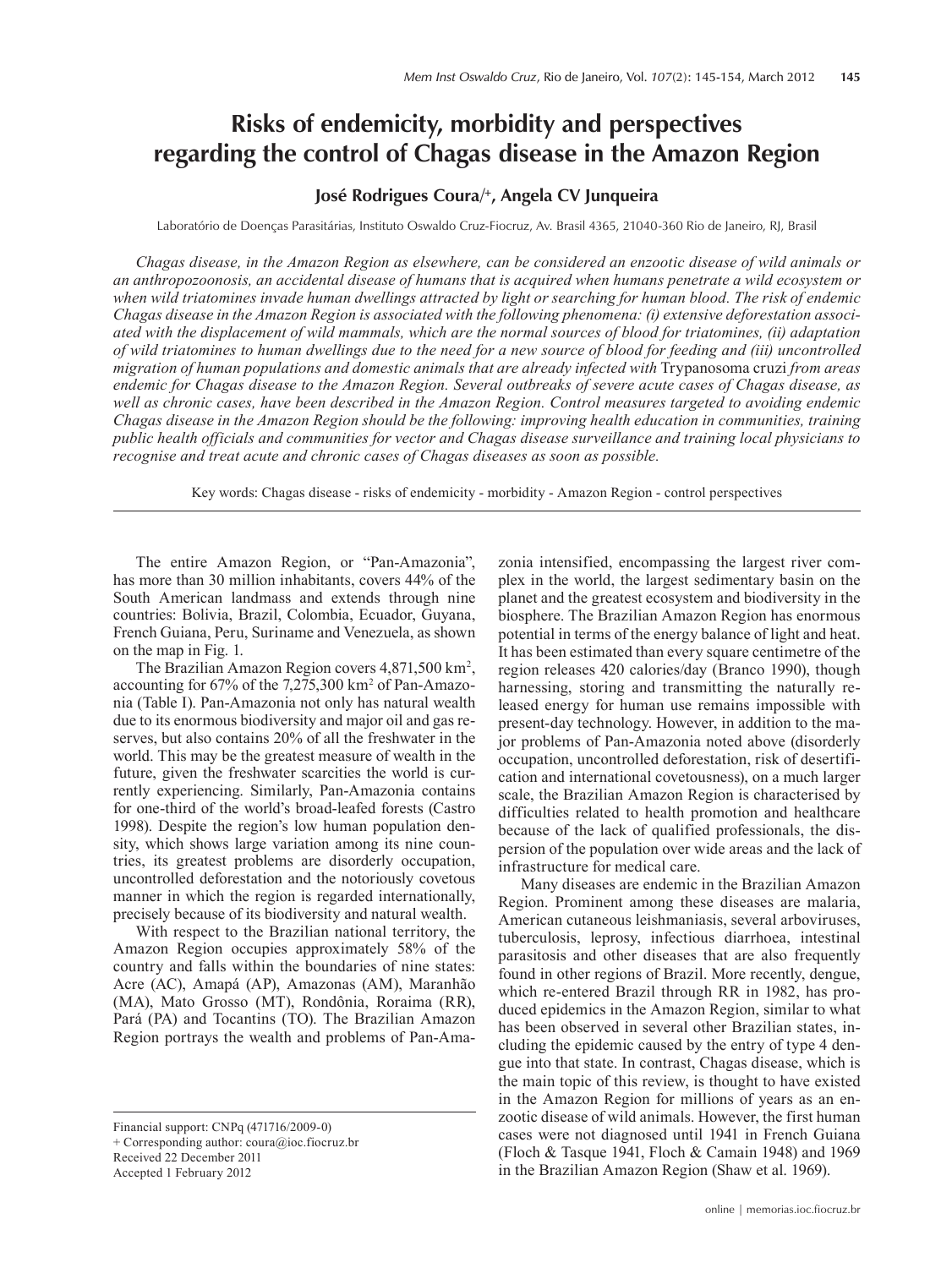# Risks of endemicity, morbidity and perspectives regarding the control of Chagas disease in the Amazon Region

**José Rodrigues Coura/+, Angela CV Junqueira**

Laboratório de Doenças Parasitárias, Instituto Oswaldo Cruz-Fiocruz, Av. Brasil 4365, 21040-360 Rio de Janeiro, RJ, Brasil

*Chagas disease, in the Amazon Region as elsewhere, can be considered an enzootic disease of wild animals or an anthropozoonosis, an accidental disease of humans that is acquired when humans penetrate a wild ecosystem or when wild triatomines invade human dwellings attracted by light or searching for human blood. The risk of endemic Chagas disease in the Amazon Region is associated with the following phenomena: (i) extensive deforestation associated with the displacement of wild mammals, which are the normal sources of blood for triatomines, (ii) adaptation of wild triatomines to human dwellings due to the need for a new source of blood for feeding and (iii) uncontrolled migration of human populations and domestic animals that are already infected with* Trypanosoma cruzi *from areas endemic for Chagas disease to the Amazon Region. Several outbreaks of severe acute cases of Chagas disease, as well as chronic cases, have been described in the Amazon Region. Control measures targeted to avoiding endemic Chagas disease in the Amazon Region should be the following: improving health education in communities, training public health officials and communities for vector and Chagas disease surveillance and training local physicians to recognise and treat acute and chronic cases of Chagas diseases as soon as possible.*

Key words: Chagas disease - risks of endemicity - morbidity - Amazon Region - control perspectives

The entire Amazon Region, or "Pan-Amazonia", has more than 30 million inhabitants, covers 44% of the South American landmass and extends through nine countries: Bolivia, Brazil, Colombia, Ecuador, Guyana, French Guiana, Peru, Suriname and Venezuela, as shown on the map in Fig. 1.

The Brazilian Amazon Region covers 4,871,500 km$^2$, accounting for 67% of the 7,275,300 km$^2$ of Pan-Amazonia (Table I). Pan-Amazonia not only has natural wealth due to its enormous biodiversity and major oil and gas reserves, but also contains 20% of all the freshwater in the world. This may be the greatest measure of wealth in the future, given the freshwater scarcities the world is currently experiencing. Similarly, Pan-Amazonia contains for one-third of the world's broad-leafed forests (Castro 1998). Despite the region's low human population density, which shows large variation among its nine countries, its greatest problems are disorderly occupation, uncontrolled deforestation and the notoriously covetous manner in which the region is regarded internationally, precisely because of its biodiversity and natural wealth.

With respect to the Brazilian national territory, the Amazon Region occupies approximately 58% of the country and falls within the boundaries of nine states: Acre (AC), Amapá (AP), Amazonas (AM), Maranhão (MA), Mato Grosso (MT), Rondônia, Roraima (RR), Pará (PA) and Tocantins (TO). The Brazilian Amazon Region portrays the wealth and problems of Pan-Amazonia intensified, encompassing the largest river complex in the world, the largest sedimentary basin on the planet and the greatest ecosystem and biodiversity in the biosphere. The Brazilian Amazon Region has enormous potential in terms of the energy balance of light and heat. It has been estimated than every square centimetre of the region releases 420 calories/day (Branco 1990), though harnessing, storing and transmitting the naturally released energy for human use remains impossible with present-day technology. However, in addition to the major problems of Pan-Amazonia noted above (disorderly occupation, uncontrolled deforestation, risk of desertification and international covetousness), on a much larger scale, the Brazilian Amazon Region is characterised by difficulties related to health promotion and healthcare because of the lack of qualified professionals, the dispersion of the population over wide areas and the lack of infrastructure for medical care.

Many diseases are endemic in the Brazilian Amazon Region. Prominent among these diseases are malaria, American cutaneous leishmaniasis, several arboviruses, tuberculosis, leprosy, infectious diarrhoea, intestinal parasitosis and other diseases that are also frequently found in other regions of Brazil. More recently, dengue, which re-entered Brazil through RR in 1982, has produced epidemics in the Amazon Region, similar to what has been observed in several other Brazilian states, including the epidemic caused by the entry of type 4 dengue into that state. In contrast, Chagas disease, which is the main topic of this review, is thought to have existed in the Amazon Region for millions of years as an enzootic disease of wild animals. However, the first human cases were not diagnosed until 1941 in French Guiana (Floch & Tasque 1941, Floch & Camain 1948) and 1969 in the Brazilian Amazon Region (Shaw et al. 1969).

Financial support: CNPq (471716/2009-0)
+ Corresponding author: coura@ioc.fiocruz.br
Received 22 December 2011
Accepted 1 February 2012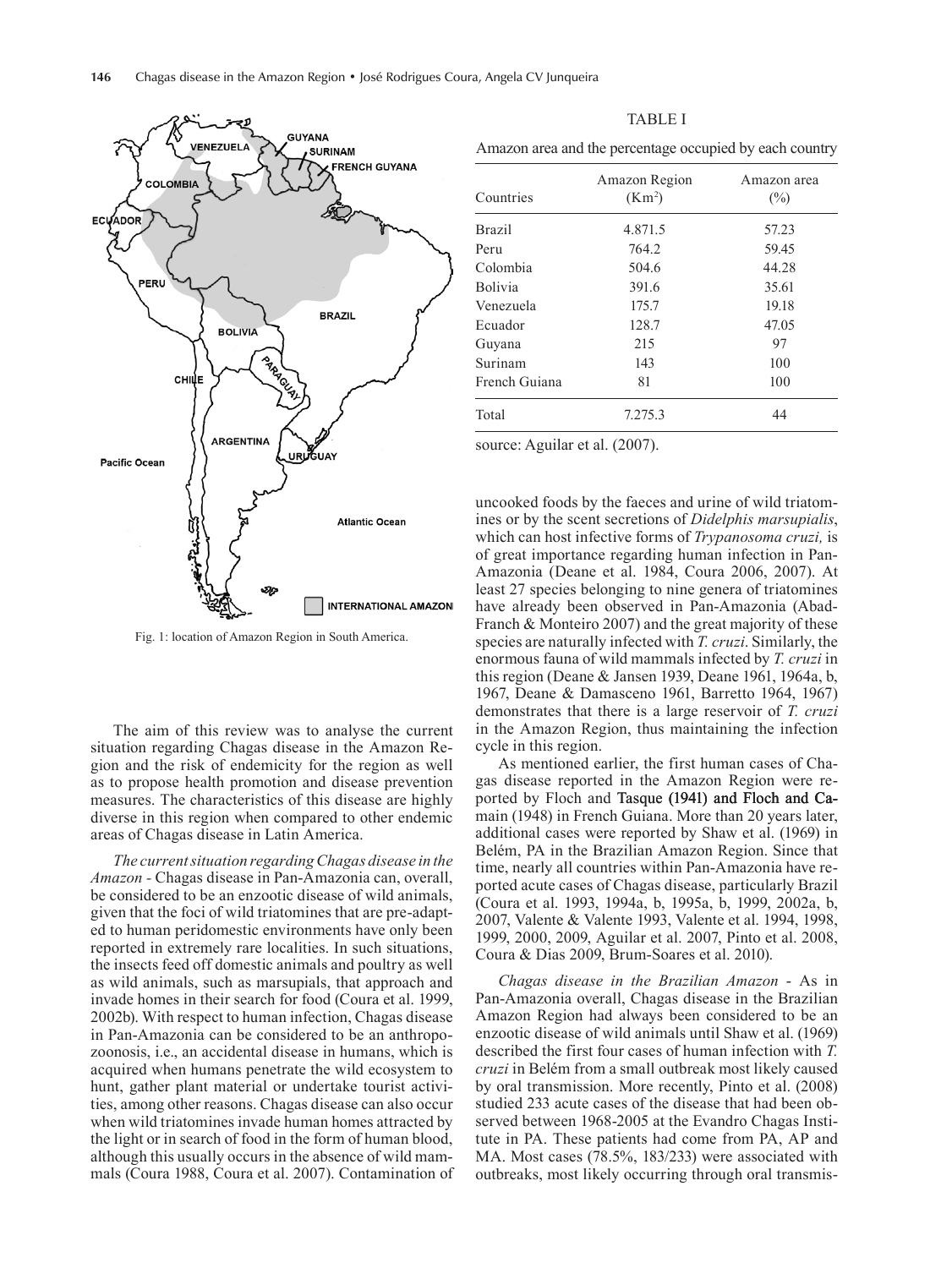Fig. 1: location of Amazon Region in South America.

TABLE I

Amazon area and the percentage occupied by each country

| Countries | Amazon Region (Km$^2$) | Amazon area (%) |
|---|---|---|
| Brazil | 4.871.5 | 57.23 |
| Peru | 764.2 | 59.45 |
| Colombia | 504.6 | 44.28 |
| Bolivia | 391.6 | 35.61 |
| Venezuela | 175.7 | 19.18 |
| Ecuador | 128.7 | 47.05 |
| Guyana | 215 | 97 |
| Surinam | 143 | 100 |
| French Guiana | 81 | 100 |
| Total | 7.275.3 | 44 |

source: Aguilar et al. (2007).

The aim of this review was to analyse the current situation regarding Chagas disease in the Amazon Region and the risk of endemicity for the region as well as to propose health promotion and disease prevention measures. The characteristics of this disease are highly diverse in this region when compared to other endemic areas of Chagas disease in Latin America.

*The current situation regarding Chagas disease in the Amazon* - Chagas disease in Pan-Amazonia can, overall, be considered to be an enzootic disease of wild animals, given that the foci of wild triatomines that are pre-adapted to human peridomestic environments have only been reported in extremely rare localities. In such situations, the insects feed off domestic animals and poultry as well as wild animals, such as marsupials, that approach and invade homes in their search for food (Coura et al. 1999, 2002b). With respect to human infection, Chagas disease in Pan-Amazonia can be considered to be an anthropozoonosis, i.e., an accidental disease in humans, which is acquired when humans penetrate the wild ecosystem to hunt, gather plant material or undertake tourist activities, among other reasons. Chagas disease can also occur when wild triatomines invade human homes attracted by the light or in search of food in the form of human blood, although this usually occurs in the absence of wild mammals (Coura 1988, Coura et al. 2007). Contamination of uncooked foods by the faeces and urine of wild triatomines or by the scent secretions of *Didelphis marsupialis*, which can host infective forms of *Trypanosoma cruzi,* is of great importance regarding human infection in Pan-Amazonia (Deane et al. 1984, Coura 2006, 2007). At least 27 species belonging to nine genera of triatomines have already been observed in Pan-Amazonia (Abad-Franch & Monteiro 2007) and the great majority of these species are naturally infected with *T. cruzi*. Similarly, the enormous fauna of wild mammals infected by *T. cruzi* in this region (Deane & Jansen 1939, Deane 1961, 1964a, b, 1967, Deane & Damasceno 1961, Barretto 1964, 1967) demonstrates that there is a large reservoir of *T. cruzi* in the Amazon Region, thus maintaining the infection cycle in this region.

As mentioned earlier, the first human cases of Chagas disease reported in the Amazon Region were reported by Floch and Tasque (1941) and Floch and Camain (1948) in French Guiana. More than 20 years later, additional cases were reported by Shaw et al. (1969) in Belém, PA in the Brazilian Amazon Region. Since that time, nearly all countries within Pan-Amazonia have reported acute cases of Chagas disease, particularly Brazil (Coura et al. 1993, 1994a, b, 1995a, b, 1999, 2002a, b, 2007, Valente & Valente 1993, Valente et al. 1994, 1998, 1999, 2000, 2009, Aguilar et al. 2007, Pinto et al. 2008, Coura & Dias 2009, Brum-Soares et al. 2010).

*Chagas disease in the Brazilian Amazon* - As in Pan-Amazonia overall, Chagas disease in the Brazilian Amazon Region had always been considered to be an enzootic disease of wild animals until Shaw et al. (1969) described the first four cases of human infection with *T. cruzi* in Belém from a small outbreak most likely caused by oral transmission. More recently, Pinto et al. (2008) studied 233 acute cases of the disease that had been observed between 1968-2005 at the Evandro Chagas Institute in PA. These patients had come from PA, AP and MA. Most cases (78.5%, 183/233) were associated with outbreaks, most likely occurring through oral transmis-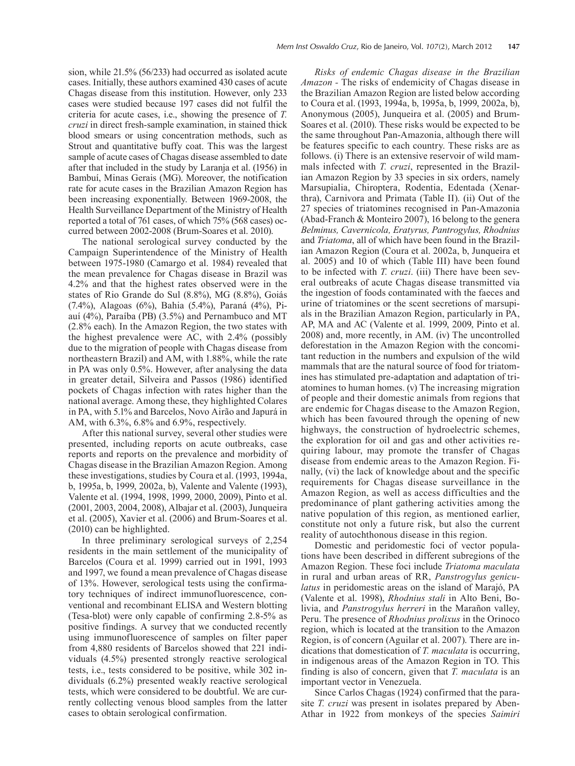sion, while 21.5% (56/233) had occurred as isolated acute cases. Initially, these authors examined 430 cases of acute Chagas disease from this institution. However, only 233 cases were studied because 197 cases did not fulfil the criteria for acute cases, i.e., showing the presence of *T. cruzi* in direct fresh-sample examination, in stained thick blood smears or using concentration methods, such as Strout and quantitative buffy coat. This was the largest sample of acute cases of Chagas disease assembled to date after that included in the study by Laranja et al. (1956) in Bambuí, Minas Gerais (MG). Moreover, the notification rate for acute cases in the Brazilian Amazon Region has been increasing exponentially. Between 1969-2008, the Health Surveillance Department of the Ministry of Health reported a total of 761 cases, of which 75% (568 cases) occurred between 2002-2008 (Brum-Soares et al. 2010).

The national serological survey conducted by the Campaign Superintendence of the Ministry of Health between 1975-1980 (Camargo et al. 1984) revealed that the mean prevalence for Chagas disease in Brazil was 4.2% and that the highest rates observed were in the states of Rio Grande do Sul (8.8%), MG (8.8%), Goiás (7.4%), Alagoas (6%), Bahia (5.4%), Paraná (4%), Piauí (4%), Paraíba (PB) (3.5%) and Pernambuco and MT (2.8% each). In the Amazon Region, the two states with the highest prevalence were AC, with 2.4% (possibly due to the migration of people with Chagas disease from northeastern Brazil) and AM, with 1.88%, while the rate in PA was only 0.5%. However, after analysing the data in greater detail, Silveira and Passos (1986) identified pockets of Chagas infection with rates higher than the national average. Among these, they highlighted Colares in PA, with 5.1% and Barcelos, Novo Airão and Japurá in AM, with 6.3%, 6.8% and 6.9%, respectively.

After this national survey, several other studies were presented, including reports on acute outbreaks, case reports and reports on the prevalence and morbidity of Chagas disease in the Brazilian Amazon Region. Among these investigations, studies by Coura et al. (1993, 1994a, b, 1995a, b, 1999, 2002a, b), Valente and Valente (1993), Valente et al. (1994, 1998, 1999, 2000, 2009), Pinto et al. (2001, 2003, 2004, 2008), Albajar et al. (2003), Junqueira et al. (2005), Xavier et al. (2006) and Brum-Soares et al. (2010) can be highlighted.

In three preliminary serological surveys of 2,254 residents in the main settlement of the municipality of Barcelos (Coura et al. 1999) carried out in 1991, 1993 and 1997, we found a mean prevalence of Chagas disease of 13%. However, serological tests using the confirmatory techniques of indirect immunofluorescence, conventional and recombinant ELISA and Western blotting (Tesa-blot) were only capable of confirming 2.8-5% as positive findings. A survey that we conducted recently using immunofluorescence of samples on filter paper from 4,880 residents of Barcelos showed that 221 individuals (4.5%) presented strongly reactive serological tests, i.e., tests considered to be positive, while 302 individuals (6.2%) presented weakly reactive serological tests, which were considered to be doubtful. We are currently collecting venous blood samples from the latter cases to obtain serological confirmation.

*Risks of endemic Chagas disease in the Brazilian Amazon* - The risks of endemicity of Chagas disease in the Brazilian Amazon Region are listed below according to Coura et al. (1993, 1994a, b, 1995a, b, 1999, 2002a, b), Anonymous (2005), Junqueira et al. (2005) and Brum-Soares et al. (2010). These risks would be expected to be the same throughout Pan-Amazonia, although there will be features specific to each country. These risks are as follows. (i) There is an extensive reservoir of wild mammals infected with *T. cruzi*, represented in the Brazilian Amazon Region by 33 species in six orders, namely Marsupialia, Chiroptera, Rodentia, Edentada (Xenarthra), Carnivora and Primata (Table II). (ii) Out of the 27 species of triatomines recognised in Pan-Amazonia (Abad-Franch & Monteiro 2007), 16 belong to the genera *Belminus, Cavernicola, Eratyrus, Pantrogylus, Rhodnius* and *Triatoma*, all of which have been found in the Brazilian Amazon Region (Coura et al. 2002a, b, Junqueira et al. 2005) and 10 of which (Table III) have been found to be infected with *T. cruzi*. (iii) There have been several outbreaks of acute Chagas disease transmitted via the ingestion of foods contaminated with the faeces and urine of triatomines or the scent secretions of marsupials in the Brazilian Amazon Region, particularly in PA, AP, MA and AC (Valente et al. 1999, 2009, Pinto et al. 2008) and, more recently, in AM. (iv) The uncontrolled deforestation in the Amazon Region with the concomitant reduction in the numbers and expulsion of the wild mammals that are the natural source of food for triatomines has stimulated pre-adaptation and adaptation of triatomines to human homes. (v) The increasing migration of people and their domestic animals from regions that are endemic for Chagas disease to the Amazon Region, which has been favoured through the opening of new highways, the construction of hydroelectric schemes, the exploration for oil and gas and other activities requiring labour, may promote the transfer of Chagas disease from endemic areas to the Amazon Region. Finally, (vi) the lack of knowledge about and the specific requirements for Chagas disease surveillance in the Amazon Region, as well as access difficulties and the predominance of plant gathering activities among the native population of this region, as mentioned earlier, constitute not only a future risk, but also the current reality of autochthonous disease in this region.

Domestic and peridomestic foci of vector populations have been described in different subregions of the Amazon Region. These foci include *Triatoma maculata* in rural and urban areas of RR, *Panstrogylus geniculatus* in peridomestic areas on the island of Marajó, PA (Valente et al. 1998), *Rhodnius stali* in Alto Beni, Bolivia, and *Panstrogylus herreri* in the Marañon valley, Peru. The presence of *Rhodnius prolixus* in the Orinoco region, which is located at the transition to the Amazon Region, is of concern (Aguilar et al. 2007). There are indications that domestication of *T. maculata* is occurring, in indigenous areas of the Amazon Region in TO. This finding is also of concern, given that *T. maculata* is an important vector in Venezuela.

Since Carlos Chagas (1924) confirmed that the parasite *T. cruzi* was present in isolates prepared by Aben-Athar in 1922 from monkeys of the species *Saimiri*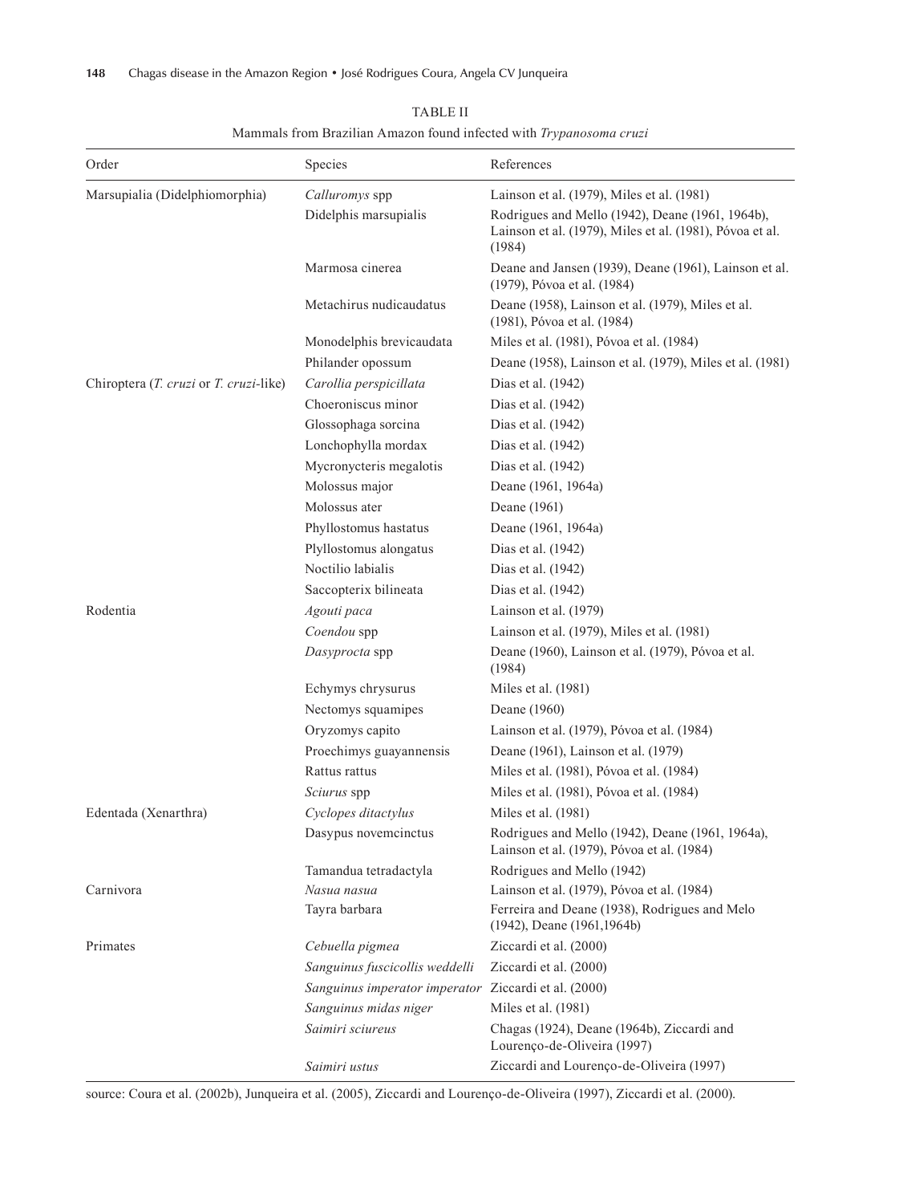TABLE II

Mammals from Brazilian Amazon found infected with *Trypanosoma cruzi*

| Order | Species | References |
|---|---|---|
| Marsupialia (Didelphiomorphia) | *Calluromys* spp | Lainson et al. (1979), Miles et al. (1981) |
| | Didelphis marsupialis | Rodrigues and Mello (1942), Deane (1961, 1964b), Lainson et al. (1979), Miles et al. (1981), Póvoa et al. (1984) |
| | Marmosa cinerea | Deane and Jansen (1939), Deane (1961), Lainson et al. (1979), Póvoa et al. (1984) |
| | Metachirus nudicaudatus | Deane (1958), Lainson et al. (1979), Miles et al. (1981), Póvoa et al. (1984) |
| | Monodelphis brevicaudata | Miles et al. (1981), Póvoa et al. (1984) |
| | Philander opossum | Deane (1958), Lainson et al. (1979), Miles et al. (1981) |
| Chiroptera (*T. cruzi* or *T. cruzi*-like) | *Carollia perspicillata* | Dias et al. (1942) |
| | Choeroniscus minor | Dias et al. (1942) |
| | Glossophaga sorcina | Dias et al. (1942) |
| | Lonchophylla mordax | Dias et al. (1942) |
| | Mycronycteris megalotis | Dias et al. (1942) |
| | Molossus major | Deane (1961, 1964a) |
| | Molossus ater | Deane (1961) |
| | Phyllostomus hastatus | Deane (1961, 1964a) |
| | Plyllostomus alongatus | Dias et al. (1942) |
| | Noctilio labialis | Dias et al. (1942) |
| | Saccopterix bilineata | Dias et al. (1942) |
| Rodentia | *Agouti paca* | Lainson et al. (1979) |
| | *Coendou* spp | Lainson et al. (1979), Miles et al. (1981) |
| | *Dasyprocta* spp | Deane (1960), Lainson et al. (1979), Póvoa et al. (1984) |
| | Echymys chrysurus | Miles et al. (1981) |
| | Nectomys squamipes | Deane (1960) |
| | Oryzomys capito | Lainson et al. (1979), Póvoa et al. (1984) |
| | Proechimys guayannensis | Deane (1961), Lainson et al. (1979) |
| | Rattus rattus | Miles et al. (1981), Póvoa et al. (1984) |
| | *Sciurus* spp | Miles et al. (1981), Póvoa et al. (1984) |
| Edentada (Xenarthra) | *Cyclopes ditactylus* | Miles et al. (1981) |
| | Dasypus novemcinctus | Rodrigues and Mello (1942), Deane (1961, 1964a), Lainson et al. (1979), Póvoa et al. (1984) |
| | Tamandua tetradactyla | Rodrigues and Mello (1942) |
| Carnivora | *Nasua nasua* | Lainson et al. (1979), Póvoa et al. (1984) |
| | Tayra barbara | Ferreira and Deane (1938), Rodrigues and Melo (1942), Deane (1961,1964b) |
| Primates | *Cebuella pigmea* | Ziccardi et al. (2000) |
| | *Sanguinus fuscicollis weddelli* | Ziccardi et al. (2000) |
| | *Sanguinus imperator imperator* | Ziccardi et al. (2000) |
| | *Sanguinus midas niger* | Miles et al. (1981) |
| | *Saimiri sciureus* | Chagas (1924), Deane (1964b), Ziccardi and Lourenço-de-Oliveira (1997) |
| | *Saimiri ustus* | Ziccardi and Lourenço-de-Oliveira (1997) |

source: Coura et al. (2002b), Junqueira et al. (2005), Ziccardi and Lourenço-de-Oliveira (1997), Ziccardi et al. (2000).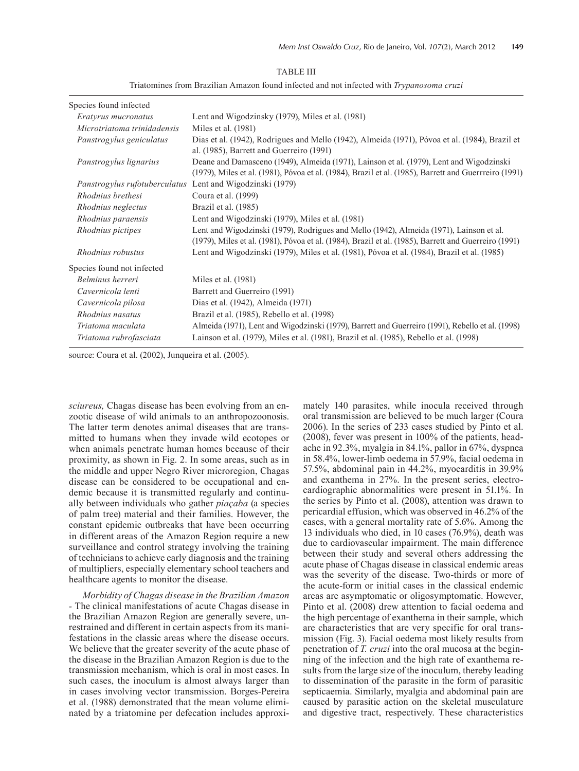TABLE III

Triatomines from Brazilian Amazon found infected and not infected with *Trypanosoma cruzi*

| | |
|---|---|
| Species found infected | |
| *Eratyrus mucronatus* | Lent and Wigodzinsky (1979), Miles et al. (1981) |
| *Microtriatoma trinidadensis* | Miles et al. (1981) |
| *Panstrogylus geniculatus* | Dias et al. (1942), Rodrigues and Mello (1942), Almeida (1971), Póvoa et al. (1984), Brazil et al. (1985), Barrett and Guerreiro (1991) |
| *Panstrogylus lignarius* | Deane and Damasceno (1949), Almeida (1971), Lainson et al. (1979), Lent and Wigodzinski (1979), Miles et al. (1981), Póvoa et al. (1984), Brazil et al. (1985), Barrett and Guerrreiro (1991) |
| *Panstrogylus rufotuberculatus* | Lent and Wigodzinski (1979) |
| *Rhodnius brethesi* | Coura et al. (1999) |
| *Rhodnius neglectus* | Brazil et al. (1985) |
| *Rhodnius paraensis* | Lent and Wigodzinski (1979), Miles et al. (1981) |
| *Rhodnius pictipes* | Lent and Wigodzinski (1979), Rodrigues and Mello (1942), Almeida (1971), Lainson et al. (1979), Miles et al. (1981), Póvoa et al. (1984), Brazil et al. (1985), Barrett and Guerreiro (1991) |
| *Rhodnius robustus* | Lent and Wigodzinski (1979), Miles et al. (1981), Póvoa et al. (1984), Brazil et al. (1985) |
| Species found not infected | |
| *Belminus herreri* | Miles et al. (1981) |
| *Cavernicola lenti* | Barrett and Guerreiro (1991) |
| *Cavernicola pilosa* | Dias et al. (1942), Almeida (1971) |
| *Rhodnius nasatus* | Brazil et al. (1985), Rebello et al. (1998) |
| *Triatoma maculata* | Almeida (1971), Lent and Wigodzinski (1979), Barrett and Guerreiro (1991), Rebello et al. (1998) |
| *Triatoma rubrofasciata* | Lainson et al. (1979), Miles et al. (1981), Brazil et al. (1985), Rebello et al. (1998) |

source: Coura et al. (2002), Junqueira et al. (2005).

*sciureus,* Chagas disease has been evolving from an enzootic disease of wild animals to an anthropozoonosis. The latter term denotes animal diseases that are transmitted to humans when they invade wild ecotopes or when animals penetrate human homes because of their proximity, as shown in Fig. 2. In some areas, such as in the middle and upper Negro River microregion, Chagas disease can be considered to be occupational and endemic because it is transmitted regularly and continually between individuals who gather *piaçaba* (a species of palm tree) material and their families. However, the constant epidemic outbreaks that have been occurring in different areas of the Amazon Region require a new surveillance and control strategy involving the training of technicians to achieve early diagnosis and the training of multipliers, especially elementary school teachers and healthcare agents to monitor the disease.

*Morbidity of Chagas disease in the Brazilian Amazon* - The clinical manifestations of acute Chagas disease in the Brazilian Amazon Region are generally severe, unrestrained and different in certain aspects from its manifestations in the classic areas where the disease occurs. We believe that the greater severity of the acute phase of the disease in the Brazilian Amazon Region is due to the transmission mechanism, which is oral in most cases. In such cases, the inoculum is almost always larger than in cases involving vector transmission. Borges-Pereira et al. (1988) demonstrated that the mean volume eliminated by a triatomine per defecation includes approximately 140 parasites, while inocula received through oral transmission are believed to be much larger (Coura 2006). In the series of 233 cases studied by Pinto et al. (2008), fever was present in 100% of the patients, headache in 92.3%, myalgia in 84.1%, pallor in 67%, dyspnea in 58.4%, lower-limb oedema in 57.9%, facial oedema in 57.5%, abdominal pain in 44.2%, myocarditis in 39.9% and exanthema in 27%. In the present series, electrocardiographic abnormalities were present in 51.1%. In the series by Pinto et al. (2008), attention was drawn to pericardial effusion, which was observed in 46.2% of the cases, with a general mortality rate of 5.6%. Among the 13 individuals who died, in 10 cases (76.9%), death was due to cardiovascular impairment. The main difference between their study and several others addressing the acute phase of Chagas disease in classical endemic areas was the severity of the disease. Two-thirds or more of the acute-form or initial cases in the classical endemic areas are asymptomatic or oligosymptomatic. However, Pinto et al. (2008) drew attention to facial oedema and the high percentage of exanthema in their sample, which are characteristics that are very specific for oral transmission (Fig. 3). Facial oedema most likely results from penetration of *T. cruzi* into the oral mucosa at the beginning of the infection and the high rate of exanthema results from the large size of the inoculum, thereby leading to dissemination of the parasite in the form of parasitic septicaemia. Similarly, myalgia and abdominal pain are caused by parasitic action on the skeletal musculature and digestive tract, respectively. These characteristics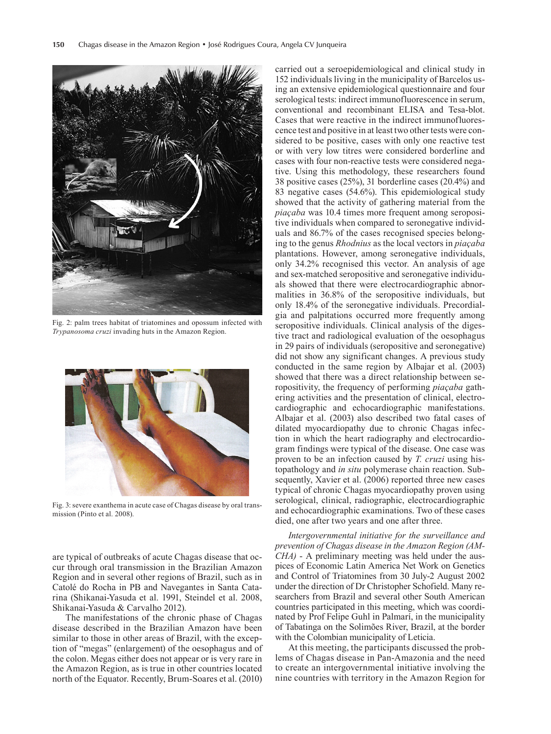Fig. 2: palm trees habitat of triatomines and opossum infected with *Trypanosoma cruzi* invading huts in the Amazon Region.

Fig. 3: severe exanthema in acute case of Chagas disease by oral transmission (Pinto et al. 2008).

are typical of outbreaks of acute Chagas disease that occur through oral transmission in the Brazilian Amazon Region and in several other regions of Brazil, such as in Catolé do Rocha in PB and Navegantes in Santa Catarina (Shikanai-Yasuda et al. 1991, Steindel et al. 2008, Shikanai-Yasuda & Carvalho 2012).

The manifestations of the chronic phase of Chagas disease described in the Brazilian Amazon have been similar to those in other areas of Brazil, with the exception of "megas" (enlargement) of the oesophagus and of the colon. Megas either does not appear or is very rare in the Amazon Region, as is true in other countries located north of the Equator. Recently, Brum-Soares et al. (2010) carried out a seroepidemiological and clinical study in 152 individuals living in the municipality of Barcelos using an extensive epidemiological questionnaire and four serological tests: indirect immunofluorescence in serum, conventional and recombinant ELISA and Tesa-blot. Cases that were reactive in the indirect immunofluorescence test and positive in at least two other tests were considered to be positive, cases with only one reactive test or with very low titres were considered borderline and cases with four non-reactive tests were considered negative. Using this methodology, these researchers found 38 positive cases (25%), 31 borderline cases (20.4%) and 83 negative cases (54.6%). This epidemiological study showed that the activity of gathering material from the *piaçaba* was 10.4 times more frequent among seropositive individuals when compared to seronegative individuals and 86.7% of the cases recognised species belonging to the genus *Rhodnius* as the local vectors in *piaçaba* plantations. However, among seronegative individuals, only 34.2% recognised this vector. An analysis of age and sex-matched seropositive and seronegative individuals showed that there were electrocardiographic abnormalities in 36.8% of the seropositive individuals, but only 18.4% of the seronegative individuals. Precordialgia and palpitations occurred more frequently among seropositive individuals. Clinical analysis of the digestive tract and radiological evaluation of the oesophagus in 29 pairs of individuals (seropositive and seronegative) did not show any significant changes. A previous study conducted in the same region by Albajar et al. (2003) showed that there was a direct relationship between seropositivity, the frequency of performing *piaçaba* gathering activities and the presentation of clinical, electrocardiographic and echocardiographic manifestations. Albajar et al. (2003) also described two fatal cases of dilated myocardiopathy due to chronic Chagas infection in which the heart radiography and electrocardiogram findings were typical of the disease. One case was proven to be an infection caused by *T. cruzi* using histopathology and *in situ* polymerase chain reaction. Subsequently, Xavier et al. (2006) reported three new cases typical of chronic Chagas myocardiopathy proven using serological, clinical, radiographic, electrocardiographic and echocardiographic examinations. Two of these cases died, one after two years and one after three.

*Intergovernmental initiative for the surveillance and prevention of Chagas disease in the Amazon Region (AMCHA)* - A preliminary meeting was held under the auspices of Economic Latin America Net Work on Genetics and Control of Triatomines from 30 July-2 August 2002 under the direction of Dr Christopher Schofield. Many researchers from Brazil and several other South American countries participated in this meeting, which was coordinated by Prof Felipe Guhl in Palmarí, in the municipality of Tabatinga on the Solimões River, Brazil, at the border with the Colombian municipality of Leticia.

At this meeting, the participants discussed the problems of Chagas disease in Pan-Amazonia and the need to create an intergovernmental initiative involving the nine countries with territory in the Amazon Region for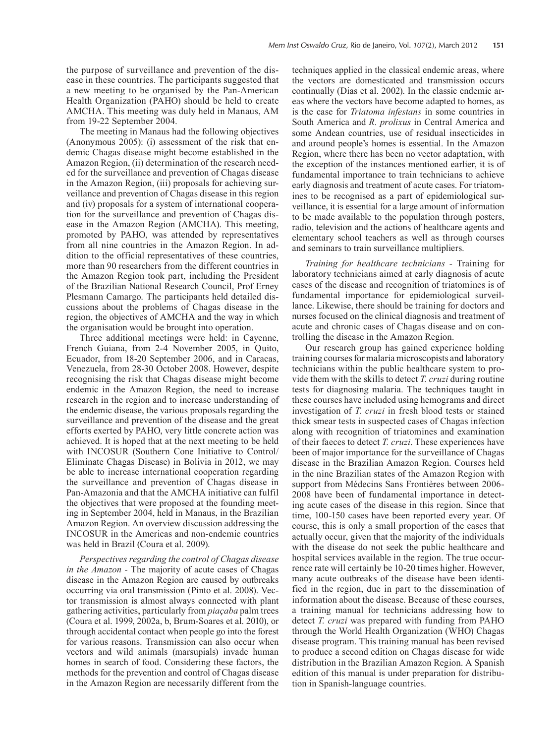the purpose of surveillance and prevention of the disease in these countries. The participants suggested that a new meeting to be organised by the Pan-American Health Organization (PAHO) should be held to create AMCHA. This meeting was duly held in Manaus, AM from 19-22 September 2004.

The meeting in Manaus had the following objectives (Anonymous 2005): (i) assessment of the risk that endemic Chagas disease might become established in the Amazon Region, (ii) determination of the research needed for the surveillance and prevention of Chagas disease in the Amazon Region, (iii) proposals for achieving surveillance and prevention of Chagas disease in this region and (iv) proposals for a system of international cooperation for the surveillance and prevention of Chagas disease in the Amazon Region (AMCHA). This meeting, promoted by PAHO, was attended by representatives from all nine countries in the Amazon Region. In addition to the official representatives of these countries, more than 90 researchers from the different countries in the Amazon Region took part, including the President of the Brazilian National Research Council, Prof Erney Plesmann Camargo. The participants held detailed discussions about the problems of Chagas disease in the region, the objectives of AMCHA and the way in which the organisation would be brought into operation.

Three additional meetings were held: in Cayenne, French Guiana, from 2-4 November 2005, in Quito, Ecuador, from 18-20 September 2006, and in Caracas, Venezuela, from 28-30 October 2008. However, despite recognising the risk that Chagas disease might become endemic in the Amazon Region, the need to increase research in the region and to increase understanding of the endemic disease, the various proposals regarding the surveillance and prevention of the disease and the great efforts exerted by PAHO, very little concrete action was achieved. It is hoped that at the next meeting to be held with INCOSUR (Southern Cone Initiative to Control/Eliminate Chagas Disease) in Bolivia in 2012, we may be able to increase international cooperation regarding the surveillance and prevention of Chagas disease in Pan-Amazonia and that the AMCHA initiative can fulfil the objectives that were proposed at the founding meeting in September 2004, held in Manaus, in the Brazilian Amazon Region. An overview discussion addressing the INCOSUR in the Americas and non-endemic countries was held in Brazil (Coura et al. 2009).

*Perspectives regarding the control of Chagas disease in the Amazon* - The majority of acute cases of Chagas disease in the Amazon Region are caused by outbreaks occurring via oral transmission (Pinto et al. 2008). Vector transmission is almost always connected with plant gathering activities, particularly from *piaçaba* palm trees (Coura et al. 1999, 2002a, b, Brum-Soares et al. 2010), or through accidental contact when people go into the forest for various reasons. Transmission can also occur when vectors and wild animals (marsupials) invade human homes in search of food. Considering these factors, the methods for the prevention and control of Chagas disease in the Amazon Region are necessarily different from the techniques applied in the classical endemic areas, where the vectors are domesticated and transmission occurs continually (Dias et al. 2002). In the classic endemic areas where the vectors have become adapted to homes, as is the case for *Triatoma infestans* in some countries in South America and *R. prolixus* in Central America and some Andean countries, use of residual insecticides in and around people's homes is essential. In the Amazon Region, where there has been no vector adaptation, with the exception of the instances mentioned earlier, it is of fundamental importance to train technicians to achieve early diagnosis and treatment of acute cases. For triatomines to be recognised as a part of epidemiological surveillance, it is essential for a large amount of information to be made available to the population through posters, radio, television and the actions of healthcare agents and elementary school teachers as well as through courses and seminars to train surveillance multipliers.

*Training for healthcare technicians* - Training for laboratory technicians aimed at early diagnosis of acute cases of the disease and recognition of triatomines is of fundamental importance for epidemiological surveillance. Likewise, there should be training for doctors and nurses focused on the clinical diagnosis and treatment of acute and chronic cases of Chagas disease and on controlling the disease in the Amazon Region.

Our research group has gained experience holding training courses for malaria microscopists and laboratory technicians within the public healthcare system to provide them with the skills to detect *T. cruzi* during routine tests for diagnosing malaria. The techniques taught in these courses have included using hemograms and direct investigation of *T. cruzi* in fresh blood tests or stained thick smear tests in suspected cases of Chagas infection along with recognition of triatomines and examination of their faeces to detect *T. cruzi*. These experiences have been of major importance for the surveillance of Chagas disease in the Brazilian Amazon Region. Courses held in the nine Brazilian states of the Amazon Region with support from Médecins Sans Frontières between 2006-2008 have been of fundamental importance in detecting acute cases of the disease in this region. Since that time, 100-150 cases have been reported every year. Of course, this is only a small proportion of the cases that actually occur, given that the majority of the individuals with the disease do not seek the public healthcare and hospital services available in the region. The true occurrence rate will certainly be 10-20 times higher. However, many acute outbreaks of the disease have been identified in the region, due in part to the dissemination of information about the disease. Because of these courses, a training manual for technicians addressing how to detect *T. cruzi* was prepared with funding from PAHO through the World Health Organization (WHO) Chagas disease program. This training manual has been revised to produce a second edition on Chagas disease for wide distribution in the Brazilian Amazon Region. A Spanish edition of this manual is under preparation for distribution in Spanish-language countries.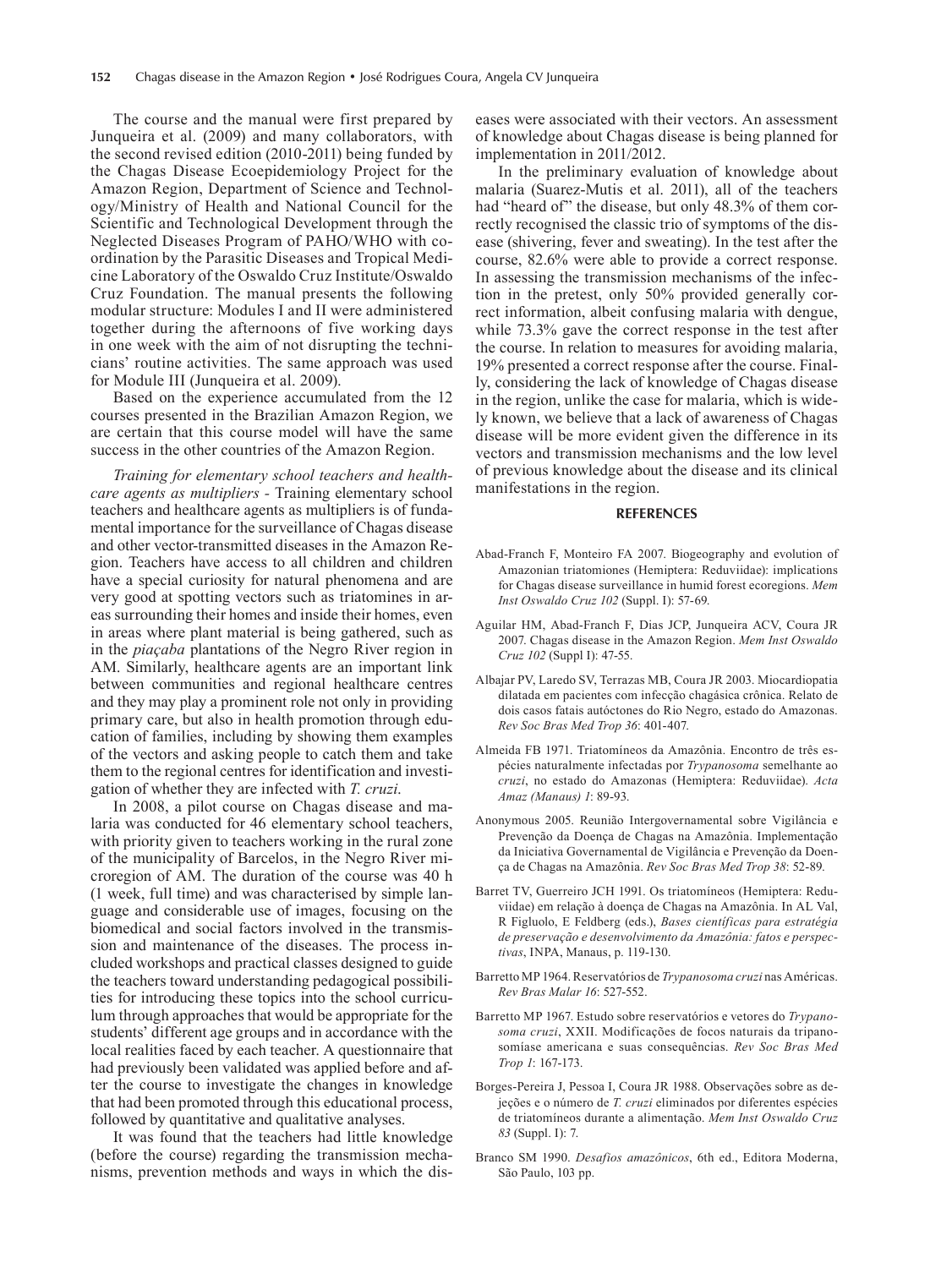The course and the manual were first prepared by Junqueira et al. (2009) and many collaborators, with the second revised edition (2010-2011) being funded by the Chagas Disease Ecoepidemiology Project for the Amazon Region, Department of Science and Technology/Ministry of Health and National Council for the Scientific and Technological Development through the Neglected Diseases Program of PAHO/WHO with coordination by the Parasitic Diseases and Tropical Medicine Laboratory of the Oswaldo Cruz Institute/Oswaldo Cruz Foundation. The manual presents the following modular structure: Modules I and II were administered together during the afternoons of five working days in one week with the aim of not disrupting the technicians' routine activities. The same approach was used for Module III (Junqueira et al. 2009).

Based on the experience accumulated from the 12 courses presented in the Brazilian Amazon Region, we are certain that this course model will have the same success in the other countries of the Amazon Region.

*Training for elementary school teachers and healthcare agents as multipliers* - Training elementary school teachers and healthcare agents as multipliers is of fundamental importance for the surveillance of Chagas disease and other vector-transmitted diseases in the Amazon Region. Teachers have access to all children and children have a special curiosity for natural phenomena and are very good at spotting vectors such as triatomines in areas surrounding their homes and inside their homes, even in areas where plant material is being gathered, such as in the *piaçaba* plantations of the Negro River region in AM. Similarly, healthcare agents are an important link between communities and regional healthcare centres and they may play a prominent role not only in providing primary care, but also in health promotion through education of families, including by showing them examples of the vectors and asking people to catch them and take them to the regional centres for identification and investigation of whether they are infected with *T. cruzi*.

In 2008, a pilot course on Chagas disease and malaria was conducted for 46 elementary school teachers, with priority given to teachers working in the rural zone of the municipality of Barcelos, in the Negro River microregion of AM. The duration of the course was 40 h (1 week, full time) and was characterised by simple language and considerable use of images, focusing on the biomedical and social factors involved in the transmission and maintenance of the diseases. The process included workshops and practical classes designed to guide the teachers toward understanding pedagogical possibilities for introducing these topics into the school curriculum through approaches that would be appropriate for the students' different age groups and in accordance with the local realities faced by each teacher. A questionnaire that had previously been validated was applied before and after the course to investigate the changes in knowledge that had been promoted through this educational process, followed by quantitative and qualitative analyses.

It was found that the teachers had little knowledge (before the course) regarding the transmission mechanisms, prevention methods and ways in which the diseases were associated with their vectors. An assessment of knowledge about Chagas disease is being planned for implementation in 2011/2012.

In the preliminary evaluation of knowledge about malaria (Suarez-Mutis et al. 2011), all of the teachers had "heard of" the disease, but only 48.3% of them correctly recognised the classic trio of symptoms of the disease (shivering, fever and sweating). In the test after the course, 82.6% were able to provide a correct response. In assessing the transmission mechanisms of the infection in the pretest, only 50% provided generally correct information, albeit confusing malaria with dengue, while 73.3% gave the correct response in the test after the course. In relation to measures for avoiding malaria, 19% presented a correct response after the course. Finally, considering the lack of knowledge of Chagas disease in the region, unlike the case for malaria, which is widely known, we believe that a lack of awareness of Chagas disease will be more evident given the difference in its vectors and transmission mechanisms and the low level of previous knowledge about the disease and its clinical manifestations in the region.

## REFERENCES

Abad-Franch F, Monteiro FA 2007. Biogeography and evolution of Amazonian triatomines (Hemiptera: Reduviidae): implications for Chagas disease surveillance in humid forest ecoregions. *Mem Inst Oswaldo Cruz 102* (Suppl. I): 57-69.

Aguilar HM, Abad-Franch F, Dias JCP, Junqueira ACV, Coura JR 2007. Chagas disease in the Amazon Region. *Mem Inst Oswaldo Cruz 102* (Suppl I): 47-55.

Albajar PV, Laredo SV, Terrazas MB, Coura JR 2003. Miocardiopatia dilatada em pacientes com infecção chagásica crônica. Relato de dois casos fatais autóctones do Rio Negro, estado do Amazonas. *Rev Soc Bras Med Trop 36*: 401-407.

Almeida FB 1971. Triatomíneos da Amazônia. Encontro de três espécies naturalmente infectadas por *Trypanosoma* semelhante ao *cruzi*, no estado do Amazonas (Hemiptera: Reduviidae). *Acta Amaz (Manaus) 1*: 89-93.

Anonymous 2005. Reunião Intergovernamental sobre Vigilância e Prevenção da Doença de Chagas na Amazônia. Implementação da Iniciativa Governamental de Vigilância e Prevenção da Doença de Chagas na Amazônia. *Rev Soc Bras Med Trop 38*: 52-89.

Barret TV, Guerreiro JCH 1991. Os triatomíneos (Hemiptera: Reduviidae) em relação à doença de Chagas na Amazônia. In AL Val, R Figluolo, E Feldberg (eds.), *Bases científicas para estratégia de preservação e desenvolvimento da Amazônia: fatos e perspectivas*, INPA, Manaus, p. 119-130.

Barretto MP 1964. Reservatórios de *Trypanosoma cruzi* nas Américas. *Rev Bras Malar 16*: 527-552.

Barretto MP 1967. Estudo sobre reservatórios e vetores do *Trypanosoma cruzi*, XXII. Modificações de focos naturais da tripanosomíase americana e suas consequências. *Rev Soc Bras Med Trop 1*: 167-173.

Borges-Pereira J, Pessoa I, Coura JR 1988. Observações sobre as dejeções e o número de *T. cruzi* eliminados por diferentes espécies de triatomíneos durante a alimentação. *Mem Inst Oswaldo Cruz 83* (Suppl. I): 7.

Branco SM 1990. *Desafios amazônicos*, 6th ed., Editora Moderna, São Paulo, 103 pp.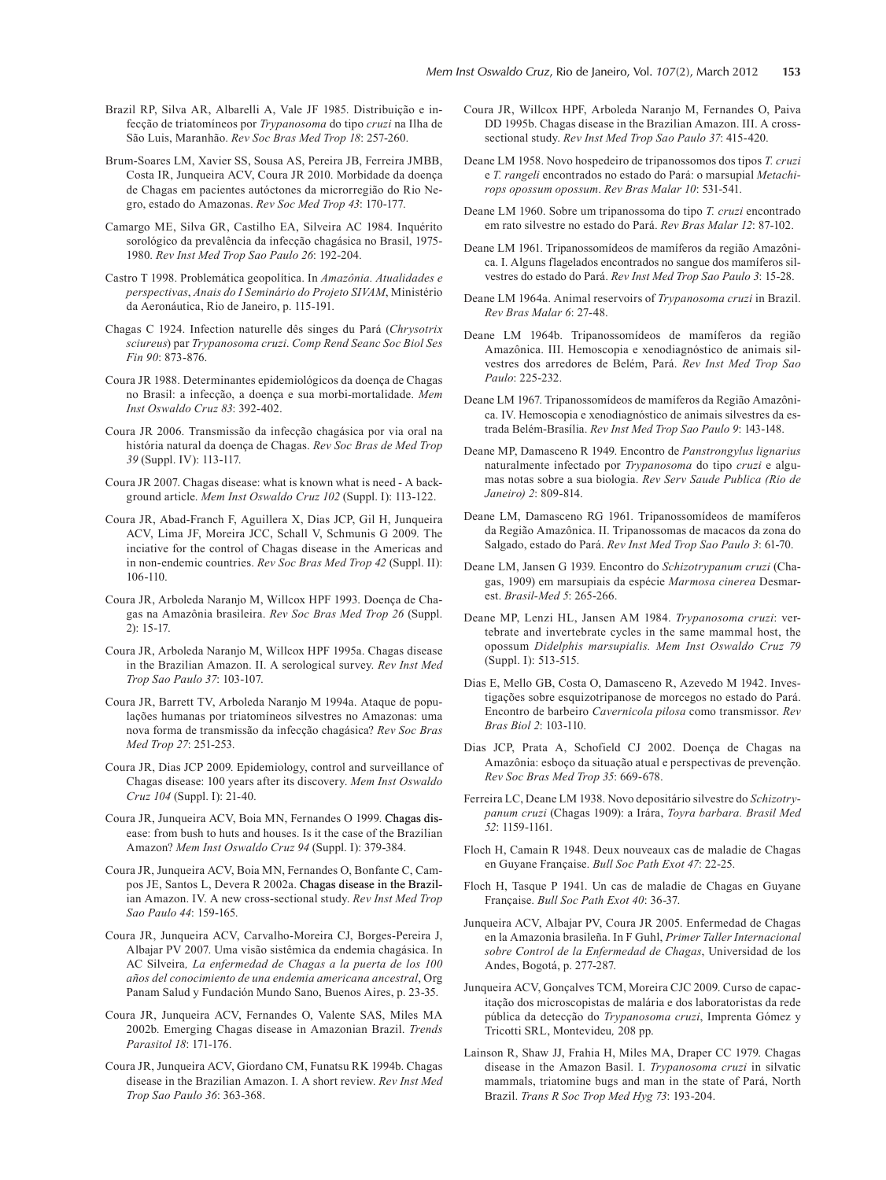Brazil RP, Silva AR, Albarelli A, Vale JF 1985. Distribuição e infecção de triatomíneos por *Trypanosoma* do tipo *cruzi* na Ilha de São Luis, Maranhão. *Rev Soc Bras Med Trop 18*: 257-260.

Brum-Soares LM, Xavier SS, Sousa AS, Pereira JB, Ferreira JMBB, Costa IR, Junqueira ACV, Coura JR 2010. Morbidade da doença de Chagas em pacientes autóctones da microrregião do Rio Negro, estado do Amazonas. *Rev Soc Med Trop 43*: 170-177.

Camargo ME, Silva GR, Castilho EA, Silveira AC 1984. Inquérito sorológico da prevalência da infecção chagásica no Brasil, 1975-1980. *Rev Inst Med Trop Sao Paulo 26*: 192-204.

Castro T 1998. Problemática geopolítica. In *Amazônia. Atualidades e perspectivas*, *Anais do I Seminário do Projeto SIVAM*, Ministério da Aeronáutica, Rio de Janeiro, p. 115-191.

Chagas C 1924. Infection naturelle dês singes du Pará (*Chrysotrix sciureus*) par *Trypanosoma cruzi*. *Comp Rend Seanc Soc Biol Ses Fin 90*: 873-876.

Coura JR 1988. Determinantes epidemiológicos da doença de Chagas no Brasil: a infecção, a doença e sua morbi-mortalidade. *Mem Inst Oswaldo Cruz 83*: 392-402.

Coura JR 2006. Transmissão da infecção chagásica por via oral na história natural da doença de Chagas. *Rev Soc Bras de Med Trop 39* (Suppl. IV): 113-117.

Coura JR 2007. Chagas disease: what is known what is need - A background article. *Mem Inst Oswaldo Cruz 102* (Suppl. I): 113-122.

Coura JR, Abad-Franch F, Aguillera X, Dias JCP, Gil H, Junqueira ACV, Lima JF, Moreira JCC, Schall V, Schmunis G 2009. The inciative for the control of Chagas disease in the Americas and in non-endemic countries. *Rev Soc Bras Med Trop 42* (Suppl. II): 106-110.

Coura JR, Arboleda Naranjo M, Willcox HPF 1993. Doença de Chagas na Amazônia brasileira. *Rev Soc Bras Med Trop 26* (Suppl. 2): 15-17.

Coura JR, Arboleda Naranjo M, Willcox HPF 1995a. Chagas disease in the Brazilian Amazon. II. A serological survey. *Rev Inst Med Trop Sao Paulo 37*: 103-107.

Coura JR, Barrett TV, Arboleda Naranjo M 1994a. Ataque de populações humanas por triatomíneos silvestres no Amazonas: uma nova forma de transmissão da infecção chagásica? *Rev Soc Bras Med Trop 27*: 251-253.

Coura JR, Dias JCP 2009. Epidemiology, control and surveillance of Chagas disease: 100 years after its discovery. *Mem Inst Oswaldo Cruz 104* (Suppl. I): 21-40.

Coura JR, Junqueira ACV, Boia MN, Fernandes O 1999. Chagas disease: from bush to huts and houses. Is it the case of the Brazilian Amazon? *Mem Inst Oswaldo Cruz 94* (Suppl. I): 379-384.

Coura JR, Junqueira ACV, Boia MN, Fernandes O, Bonfante C, Campos JE, Santos L, Devera R 2002a. Chagas disease in the Brazilian Amazon. IV. A new cross-sectional study. *Rev Inst Med Trop Sao Paulo 44*: 159-165.

Coura JR, Junqueira ACV, Carvalho-Moreira CJ, Borges-Pereira J, Albajar PV 2007. Uma visão sistêmica da endemia chagásica. In AC Silveira*, La enfermedad de Chagas a la puerta de los 100 años del conocimiento de una endemia americana ancestral*, Org Panam Salud y Fundación Mundo Sano, Buenos Aires, p. 23-35.

Coura JR, Junqueira ACV, Fernandes O, Valente SAS, Miles MA 2002b. Emerging Chagas disease in Amazonian Brazil. *Trends Parasitol 18*: 171-176.

Coura JR, Junqueira ACV, Giordano CM, Funatsu RK 1994b. Chagas disease in the Brazilian Amazon. I. A short review. *Rev Inst Med Trop Sao Paulo 36*: 363-368.

Coura JR, Willcox HPF, Arboleda Naranjo M, Fernandes O, Paiva DD 1995b. Chagas disease in the Brazilian Amazon. III. A cross-sectional study. *Rev Inst Med Trop Sao Paulo 37*: 415-420.

Deane LM 1958. Novo hospedeiro de tripanossomos dos tipos *T. cruzi* e *T. rangeli* encontrados no estado do Pará: o marsupial *Metachirops opossum opossum*. *Rev Bras Malar 10*: 531-541.

Deane LM 1960. Sobre um tripanossoma do tipo *T. cruzi* encontrado em rato silvestre no estado do Pará. *Rev Bras Malar 12*: 87-102.

Deane LM 1961. Tripanossomídeos de mamíferos da região Amazônica. I. Alguns flagelados encontrados no sangue dos mamíferos silvestres do estado do Pará. *Rev Inst Med Trop Sao Paulo 3*: 15-28.

Deane LM 1964a. Animal reservoirs of *Trypanosoma cruzi* in Brazil. *Rev Bras Malar 6*: 27-48.

Deane LM 1964b. Tripanossomídeos de mamíferos da região Amazônica. III. Hemoscopia e xenodiagnóstico de animais silvestres dos arredores de Belém, Pará. *Rev Inst Med Trop Sao Paulo*: 225-232.

Deane LM 1967. Tripanossomídeos de mamíferos da Região Amazônica. IV. Hemoscopia e xenodiagnóstico de animais silvestres da estrada Belém-Brasília. *Rev Inst Med Trop Sao Paulo 9*: 143-148.

Deane MP, Damasceno R 1949. Encontro de *Panstrongylus lignarius* naturalmente infectado por *Trypanosoma* do tipo *cruzi* e algumas notas sobre a sua biologia. *Rev Serv Saude Publica (Rio de Janeiro) 2*: 809-814.

Deane LM, Damasceno RG 1961. Tripanossomídeos de mamíferos da Região Amazônica. II. Tripanossomas de macacos da zona do Salgado, estado do Pará. *Rev Inst Med Trop Sao Paulo 3*: 61-70.

Deane LM, Jansen G 1939. Encontro do *Schizotrypanum cruzi* (Chagas, 1909) em marsupiais da espécie *Marmosa cinerea* Desmarest. *Brasil-Med 5*: 265-266.

Deane MP, Lenzi HL, Jansen AM 1984. *Trypanosoma cruzi*: vertebrate and invertebrate cycles in the same mammal host, the opossum *Didelphis marsupialis. Mem Inst Oswaldo Cruz 79* (Suppl. I): 513-515.

Dias E, Mello GB, Costa O, Damasceno R, Azevedo M 1942. Investigações sobre esquizotripanose de morcegos no estado do Pará. Encontro de barbeiro *Cavernicola pilosa* como transmissor. *Rev Bras Biol 2*: 103-110.

Dias JCP, Prata A, Schofield CJ 2002. Doença de Chagas na Amazônia: esboço da situação atual e perspectivas de prevenção. *Rev Soc Bras Med Trop 35*: 669-678.

Ferreira LC, Deane LM 1938. Novo depositário silvestre do *Schizotrypanum cruzi* (Chagas 1909): a Irára, *Toyra barbara. Brasil Med 52*: 1159-1161.

Floch H, Camain R 1948. Deux nouveaux cas de maladie de Chagas en Guyane Française. *Bull Soc Path Exot 47*: 22-25.

Floch H, Tasque P 1941. Un cas de maladie de Chagas en Guyane Française. *Bull Soc Path Exot 40*: 36-37.

Junqueira ACV, Albajar PV, Coura JR 2005. Enfermedad de Chagas en la Amazonia brasileña. In F Guhl, *Primer Taller Internacional sobre Control de la Enfermedad de Chagas*, Universidad de los Andes, Bogotá, p. 277-287.

Junqueira ACV, Gonçalves TCM, Moreira CJC 2009. Curso de capacitação dos microscopistas de malária e dos laboratoristas da rede pública da detecção do *Trypanosoma cruzi*, Imprenta Gómez y Tricotti SRL, Montevideu*,* 208 pp.

Lainson R, Shaw JJ, Frahia H, Miles MA, Draper CC 1979. Chagas disease in the Amazon Basil. I. *Trypanosoma cruzi* in silvatic mammals, triatomine bugs and man in the state of Pará, North Brazil. *Trans R Soc Trop Med Hyg 73*: 193-204.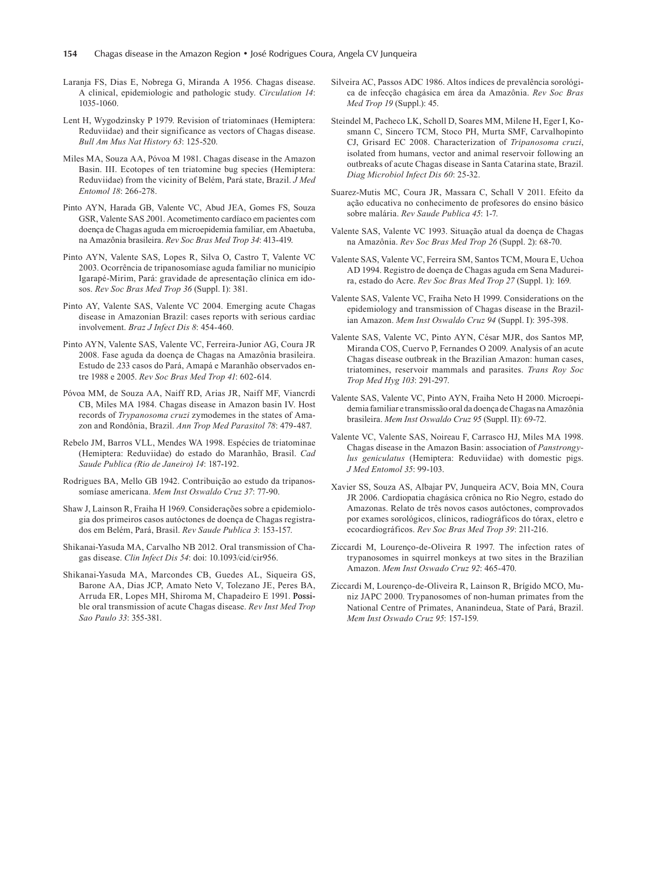Laranja FS, Dias E, Nobrega G, Miranda A 1956. Chagas disease. A clinical, epidemiologic and pathologic study. *Circulation 14*: 1035-1060.

Lent H, Wygodzinsky P 1979. Revision of triatominaes (Hemiptera: Reduviidae) and their significance as vectors of Chagas disease. *Bull Am Mus Nat History 63*: 125-520.

Miles MA, Souza AA, Póvoa M 1981. Chagas disease in the Amazon Basin. III. Ecotopes of ten triatomine bug species (Hemiptera: Reduviidae) from the vicinity of Belém, Pará state, Brazil. *J Med Entomol 18*: 266-278.

Pinto AYN, Harada GB, Valente VC, Abud JEA, Gomes FS, Souza GSR, Valente SAS 2001. Acometimento cardíaco em pacientes com doença de Chagas aguda em microepidemia familiar, em Abaetuba, na Amazônia brasileira. *Rev Soc Bras Med Trop 34*: 413-419.

Pinto AYN, Valente SAS, Lopes R, Silva O, Castro T, Valente VC 2003. Ocorrência de tripanosomíase aguda familiar no município Igarapé-Mirim, Pará: gravidade de apresentação clínica em idosos. *Rev Soc Bras Med Trop 36* (Suppl. I): 381.

Pinto AY, Valente SAS, Valente VC 2004. Emerging acute Chagas disease in Amazonian Brazil: cases reports with serious cardiac involvement. *Braz J Infect Dis 8*: 454-460.

Pinto AYN, Valente SAS, Valente VC, Ferreira-Junior AG, Coura JR 2008. Fase aguda da doença de Chagas na Amazônia brasileira. Estudo de 233 casos do Pará, Amapá e Maranhão observados entre 1988 e 2005. *Rev Soc Bras Med Trop 41*: 602-614.

Póvoa MM, de Souza AA, Naiff RD, Arias JR, Naiff MF, Viancrdi CB, Miles MA 1984. Chagas disease in Amazon basin IV. Host records of *Trypanosoma cruzi* zymodemes in the states of Amazon and Rondônia, Brazil. *Ann Trop Med Parasitol 78*: 479-487.

Rebelo JM, Barros VLL, Mendes WA 1998. Espécies de triatominae (Hemiptera: Reduviidae) do estado do Maranhão, Brasil. *Cad Saude Publica (Rio de Janeiro) 14*: 187-192.

Rodrigues BA, Mello GB 1942. Contribuição ao estudo da tripanossomíase americana. *Mem Inst Oswaldo Cruz 37*: 77-90.

Shaw J, Lainson R, Fraiha H 1969. Considerações sobre a epidemiologia dos primeiros casos autóctones de doença de Chagas registrados em Belém, Pará, Brasil. *Rev Saude Publica 3*: 153-157.

Shikanai-Yasuda MA, Carvalho NB 2012. Oral transmission of Chagas disease. *Clin Infect Dis 54*: doi: 10.1093/cid/cir956.

Shikanai-Yasuda MA, Marcondes CB, Guedes AL, Siqueira GS, Barone AA, Dias JCP, Amato Neto V, Tolezano JE, Peres BA, Arruda ER, Lopes MH, Shiroma M, Chapadeiro E 1991. Possible oral transmission of acute Chagas disease. *Rev Inst Med Trop Sao Paulo 33*: 355-381.

Silveira AC, Passos ADC 1986. Altos índices de prevalência sorológica de infecção chagásica em área da Amazônia. *Rev Soc Bras Med Trop 19* (Suppl.): 45.

Steindel M, Pacheco LK, Scholl D, Soares MM, Milene H, Eger I, Kosmann C, Sincero TCM, Stoco PH, Murta SMF, Carvalhopinto CJ, Grisard EC 2008. Characterization of *Tripanosoma cruzi*, isolated from humans, vector and animal reservoir following an outbreaks of acute Chagas disease in Santa Catarina state, Brazil. *Diag Microbiol Infect Dis 60*: 25-32.

Suarez-Mutis MC, Coura JR, Massara C, Schall V 2011. Efeito da ação educativa no conhecimento de profesores do ensino básico sobre malária. *Rev Saude Publica 45*: 1-7.

Valente SAS, Valente VC 1993. Situação atual da doença de Chagas na Amazônia. *Rev Soc Bras Med Trop 26* (Suppl. 2): 68-70.

Valente SAS, Valente VC, Ferreira SM, Santos TCM, Moura E, Uchoa AD 1994. Registro de doença de Chagas aguda em Sena Madureira, estado do Acre. *Rev Soc Bras Med Trop 27* (Suppl. 1): 169.

Valente SAS, Valente VC, Fraiha Neto H 1999. Considerations on the epidemiology and transmission of Chagas disease in the Brazilian Amazon. *Mem Inst Oswaldo Cruz 94* (Suppl. I): 395-398.

Valente SAS, Valente VC, Pinto AYN, César MJR, dos Santos MP, Miranda COS, Cuervo P, Fernandes O 2009. Analysis of an acute Chagas disease outbreak in the Brazilian Amazon: human cases, triatomines, reservoir mammals and parasites. *Trans Roy Soc Trop Med Hyg 103*: 291-297.

Valente SAS, Valente VC, Pinto AYN, Fraiha Neto H 2000. Microepidemia familiar e transmissão oral da doença de Chagas na Amazônia brasileira. *Mem Inst Oswaldo Cruz 95* (Suppl. II): 69-72.

Valente VC, Valente SAS, Noireau F, Carrasco HJ, Miles MA 1998. Chagas disease in the Amazon Basin: association of *Panstrongylus geniculatus* (Hemiptera: Reduviidae) with domestic pigs. *J Med Entomol 35*: 99-103.

Xavier SS, Souza AS, Albajar PV, Junqueira ACV, Boia MN, Coura JR 2006. Cardiopatia chagásica crônica no Rio Negro, estado do Amazonas. Relato de três novos casos autóctones, comprovados por exames sorológicos, clínicos, radiográficos do tórax, eletro e ecocardiográficos. *Rev Soc Bras Med Trop 39*: 211-216.

Ziccardi M, Lourenço-de-Oliveira R 1997. The infection rates of trypanosomes in squirrel monkeys at two sites in the Brazilian Amazon. *Mem Inst Oswado Cruz 92*: 465-470.

Ziccardi M, Lourenço-de-Oliveira R, Lainson R, Brígido MCO, Muniz JAPC 2000. Trypanosomes of non-human primates from the National Centre of Primates, Ananindeua, State of Pará, Brazil. *Mem Inst Oswado Cruz 95*: 157-159.